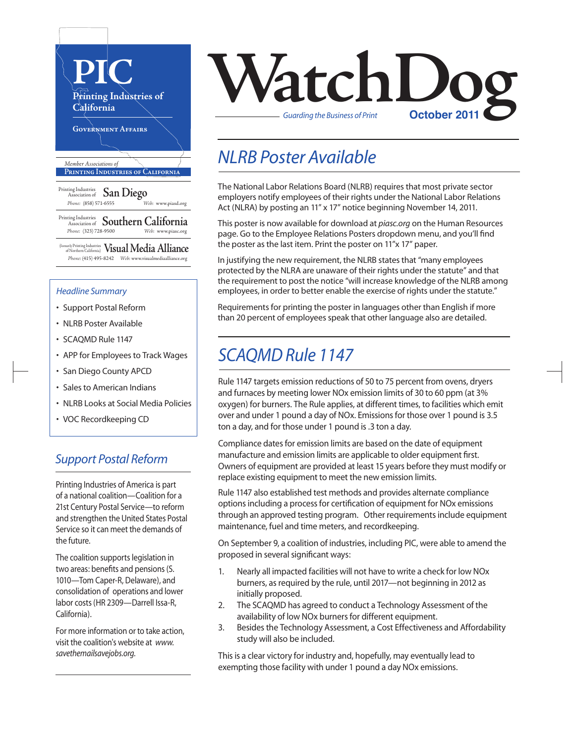# WatchDog

*Guarding the Business of Print*

**October 2011**

**PIC**
**Printing Industries of California**
**Government Affairs**

*Member Associations of*
**Printing Industries of California**

Printing Industries Association of **San Diego**
*Phone:* (858) 571-6555 *Web:* www.piasd.org

Printing Industries Association of **Southern California**
*Phone:* (323) 728-9500 *Web:* www.piasc.org

(formerly Printing Industries of Northern California) **Visual Media Alliance**
*Phone:* (415) 495-8242 *Web:* www.visualmediaalliance.org

*Headline Summary*

- Support Postal Reform
- NLRB Poster Available
- SCAQMD Rule 1147
- APP for Employees to Track Wages
- San Diego County APCD
- Sales to American Indians
- NLRB Looks at Social Media Policies
- VOC Recordkeeping CD

## *Support Postal Reform*

Printing Industries of America is part of a national coalition—Coalition for a 21st Century Postal Service—to reform and strengthen the United States Postal Service so it can meet the demands of the future.

The coalition supports legislation in two areas: benefits and pensions (S. 1010—Tom Caper-R, Delaware), and consolidation of operations and lower labor costs (HR 2309—Darrell Issa-R, California).

For more information or to take action, visit the coalition's website at *www.savethemailsavejobs.org.*

## *NLRB Poster Available*

The National Labor Relations Board (NLRB) requires that most private sector employers notify employees of their rights under the National Labor Relations Act (NLRA) by posting an 11" x 17" notice beginning November 14, 2011.

This poster is now available for download at *piasc.org* on the Human Resources page. Go to the Employee Relations Posters dropdown menu, and you'll find the poster as the last item. Print the poster on 11"x 17" paper.

In justifying the new requirement, the NLRB states that "many employees protected by the NLRA are unaware of their rights under the statute" and that the requirement to post the notice "will increase knowledge of the NLRB among employees, in order to better enable the exercise of rights under the statute."

Requirements for printing the poster in languages other than English if more than 20 percent of employees speak that other language also are detailed.

## *SCAQMD Rule 1147*

Rule 1147 targets emission reductions of 50 to 75 percent from ovens, dryers and furnaces by meeting lower NOx emission limits of 30 to 60 ppm (at 3% oxygen) for burners. The Rule applies, at different times, to facilities which emit over and under 1 pound a day of NOx. Emissions for those over 1 pound is 3.5 ton a day, and for those under 1 pound is .3 ton a day.

Compliance dates for emission limits are based on the date of equipment manufacture and emission limits are applicable to older equipment first. Owners of equipment are provided at least 15 years before they must modify or replace existing equipment to meet the new emission limits.

Rule 1147 also established test methods and provides alternate compliance options including a process for certification of equipment for NOx emissions through an approved testing program. Other requirements include equipment maintenance, fuel and time meters, and recordkeeping.

On September 9, a coalition of industries, including PIC, were able to amend the proposed in several significant ways:

1. Nearly all impacted facilities will not have to write a check for low NOx burners, as required by the rule, until 2017—not beginning in 2012 as initially proposed.
2. The SCAQMD has agreed to conduct a Technology Assessment of the availability of low NOx burners for different equipment.
3. Besides the Technology Assessment, a Cost Effectiveness and Affordability study will also be included.

This is a clear victory for industry and, hopefully, may eventually lead to exempting those facility with under 1 pound a day NOx emissions.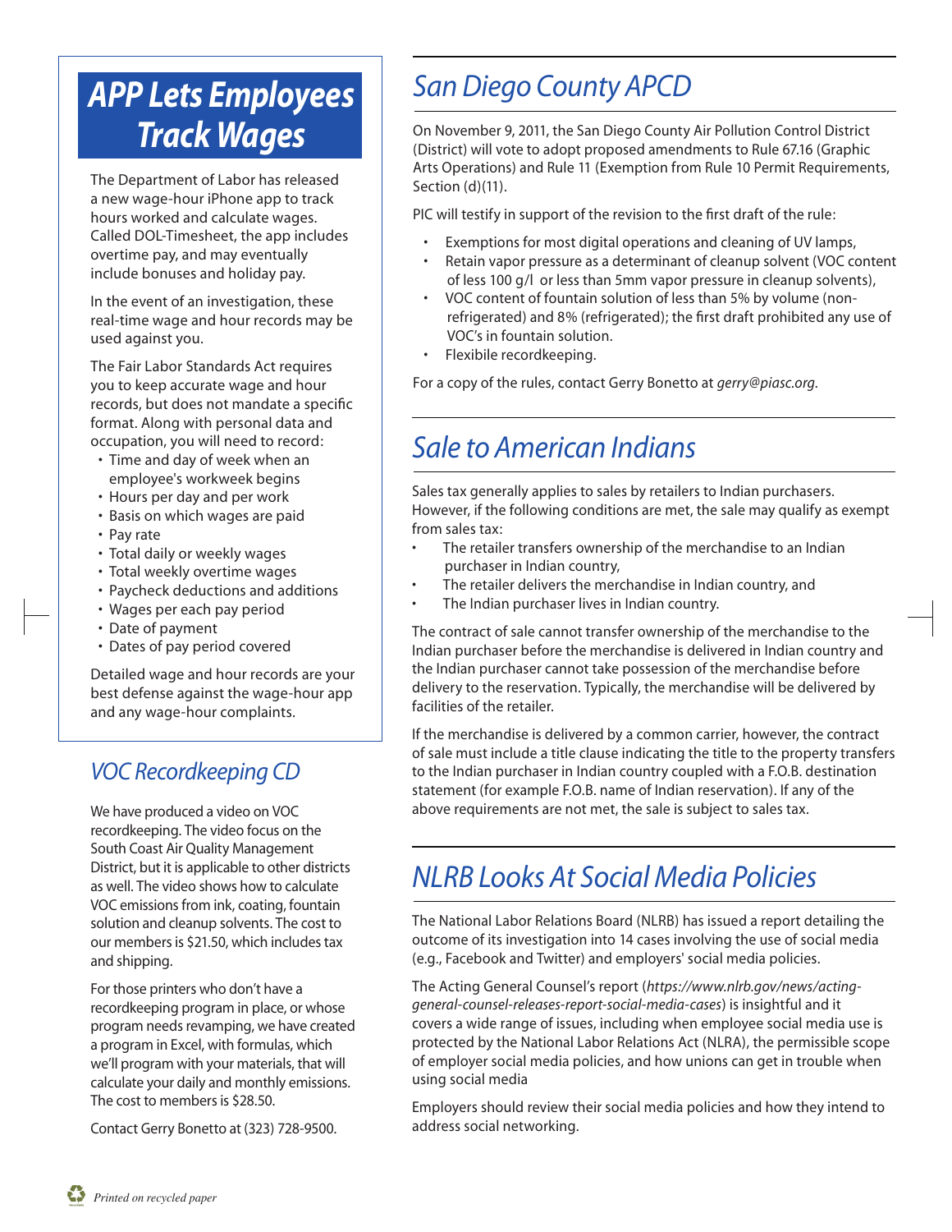# APP Lets Employees Track Wages

The Department of Labor has released a new wage-hour iPhone app to track hours worked and calculate wages. Called DOL-Timesheet, the app includes overtime pay, and may eventually include bonuses and holiday pay.

In the event of an investigation, these real-time wage and hour records may be used against you.

The Fair Labor Standards Act requires you to keep accurate wage and hour records, but does not mandate a specific format. Along with personal data and occupation, you will need to record:

- Time and day of week when an employee's workweek begins
- Hours per day and per work
- Basis on which wages are paid
- Pay rate
- Total daily or weekly wages
- Total weekly overtime wages
- Paycheck deductions and additions
- Wages per each pay period
- Date of payment
- Dates of pay period covered

Detailed wage and hour records are your best defense against the wage-hour app and any wage-hour complaints.

## *VOC Recordkeeping CD*

We have produced a video on VOC recordkeeping. The video focus on the South Coast Air Quality Management District, but it is applicable to other districts as well. The video shows how to calculate VOC emissions from ink, coating, fountain solution and cleanup solvents. The cost to our members is $21.50, which includes tax and shipping.

For those printers who don't have a recordkeeping program in place, or whose program needs revamping, we have created a program in Excel, with formulas, which we'll program with your materials, that will calculate your daily and monthly emissions. The cost to members is $28.50.

Contact Gerry Bonetto at (323) 728-9500.

## *San Diego County APCD*

On November 9, 2011, the San Diego County Air Pollution Control District (District) will vote to adopt proposed amendments to Rule 67.16 (Graphic Arts Operations) and Rule 11 (Exemption from Rule 10 Permit Requirements, Section (d)(11).

PIC will testify in support of the revision to the first draft of the rule:

- Exemptions for most digital operations and cleaning of UV lamps,
- Retain vapor pressure as a determinant of cleanup solvent (VOC content of less 100 g/l or less than 5mm vapor pressure in cleanup solvents),
- VOC content of fountain solution of less than 5% by volume (non-refrigerated) and 8% (refrigerated); the first draft prohibited any use of VOC's in fountain solution.
- Flexibile recordkeeping.

For a copy of the rules, contact Gerry Bonetto at *gerry@piasc.org*.

## *Sale to American Indians*

Sales tax generally applies to sales by retailers to Indian purchasers. However, if the following conditions are met, the sale may qualify as exempt from sales tax:

- The retailer transfers ownership of the merchandise to an Indian purchaser in Indian country,
- The retailer delivers the merchandise in Indian country, and
- The Indian purchaser lives in Indian country.

The contract of sale cannot transfer ownership of the merchandise to the Indian purchaser before the merchandise is delivered in Indian country and the Indian purchaser cannot take possession of the merchandise before delivery to the reservation. Typically, the merchandise will be delivered by facilities of the retailer.

If the merchandise is delivered by a common carrier, however, the contract of sale must include a title clause indicating the title to the property transfers to the Indian purchaser in Indian country coupled with a F.O.B. destination statement (for example F.O.B. name of Indian reservation). If any of the above requirements are not met, the sale is subject to sales tax.

## *NLRB Looks At Social Media Policies*

The National Labor Relations Board (NLRB) has issued a report detailing the outcome of its investigation into 14 cases involving the use of social media (e.g., Facebook and Twitter) and employers' social media policies.

The Acting General Counsel's report (*https://www.nlrb.gov/news/acting-general-counsel-releases-report-social-media-cases*) is insightful and it covers a wide range of issues, including when employee social media use is protected by the National Labor Relations Act (NLRA), the permissible scope of employer social media policies, and how unions can get in trouble when using social media

Employers should review their social media policies and how they intend to address social networking.

*Printed on recycled paper*